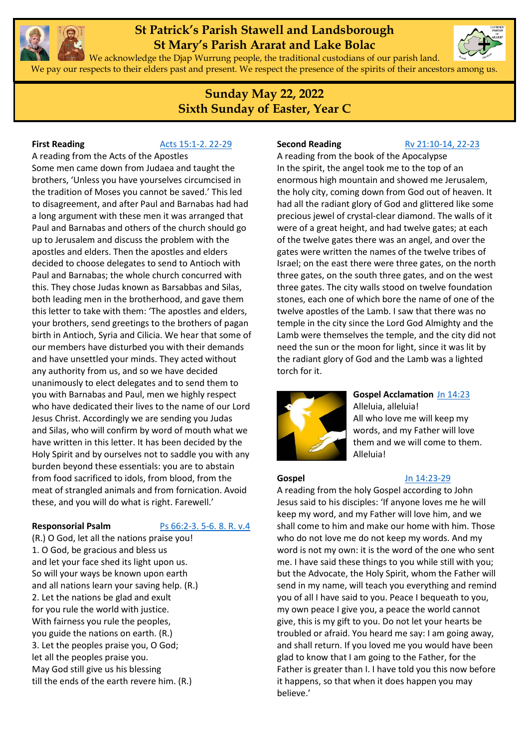# St Patrick's Parish Stawell and Landsborough
# St Mary's Parish Ararat and Lake Bolac

We acknowledge the Djap Wurrung people, the traditional custodians of our parish land. We pay our respects to their elders past and present. We respect the presence of the spirits of their ancestors among us.

## Sunday May 22, 2022
## Sixth Sunday of Easter, Year C

**First Reading** Acts 15:1-2. 22-29

A reading from the Acts of the Apostles

Some men came down from Judaea and taught the brothers, 'Unless you have yourselves circumcised in the tradition of Moses you cannot be saved.' This led to disagreement, and after Paul and Barnabas had had a long argument with these men it was arranged that Paul and Barnabas and others of the church should go up to Jerusalem and discuss the problem with the apostles and elders. Then the apostles and elders decided to choose delegates to send to Antioch with Paul and Barnabas; the whole church concurred with this. They chose Judas known as Barsabbas and Silas, both leading men in the brotherhood, and gave them this letter to take with them: 'The apostles and elders, your brothers, send greetings to the brothers of pagan birth in Antioch, Syria and Cilicia. We hear that some of our members have disturbed you with their demands and have unsettled your minds. They acted without any authority from us, and so we have decided unanimously to elect delegates and to send them to you with Barnabas and Paul, men we highly respect who have dedicated their lives to the name of our Lord Jesus Christ. Accordingly we are sending you Judas and Silas, who will confirm by word of mouth what we have written in this letter. It has been decided by the Holy Spirit and by ourselves not to saddle you with any burden beyond these essentials: you are to abstain from food sacrificed to idols, from blood, from the meat of strangled animals and from fornication. Avoid these, and you will do what is right. Farewell.'

**Responsorial Psalm** Ps 66:2-3. 5-6. 8. R. v.4

(R.) O God, let all the nations praise you!

1. O God, be gracious and bless us
and let your face shed its light upon us.
So will your ways be known upon earth
and all nations learn your saving help. (R.)

2. Let the nations be glad and exult
for you rule the world with justice.
With fairness you rule the peoples,
you guide the nations on earth. (R.)

3. Let the peoples praise you, O God;
let all the peoples praise you.
May God still give us his blessing
till the ends of the earth revere him. (R.)

**Second Reading** Rv 21:10-14, 22-23

A reading from the book of the Apocalypse

In the spirit, the angel took me to the top of an enormous high mountain and showed me Jerusalem, the holy city, coming down from God out of heaven. It had all the radiant glory of God and glittered like some precious jewel of crystal-clear diamond. The walls of it were of a great height, and had twelve gates; at each of the twelve gates there was an angel, and over the gates were written the names of the twelve tribes of Israel; on the east there were three gates, on the north three gates, on the south three gates, and on the west three gates. The city walls stood on twelve foundation stones, each one of which bore the name of one of the twelve apostles of the Lamb. I saw that there was no temple in the city since the Lord God Almighty and the Lamb were themselves the temple, and the city did not need the sun or the moon for light, since it was lit by the radiant glory of God and the Lamb was a lighted torch for it.

**Gospel Acclamation** Jn 14:23

Alleluia, alleluia!
All who love me will keep my words, and my Father will love them and we will come to them.
Alleluia!

**Gospel** Jn 14:23-29

A reading from the holy Gospel according to John

Jesus said to his disciples: 'If anyone loves me he will keep my word, and my Father will love him, and we shall come to him and make our home with him. Those who do not love me do not keep my words. And my word is not my own: it is the word of the one who sent me. I have said these things to you while still with you; but the Advocate, the Holy Spirit, whom the Father will send in my name, will teach you everything and remind you of all I have said to you. Peace I bequeath to you, my own peace I give you, a peace the world cannot give, this is my gift to you. Do not let your hearts be troubled or afraid. You heard me say: I am going away, and shall return. If you loved me you would have been glad to know that I am going to the Father, for the Father is greater than I. I have told you this now before it happens, so that when it does happen you may believe.'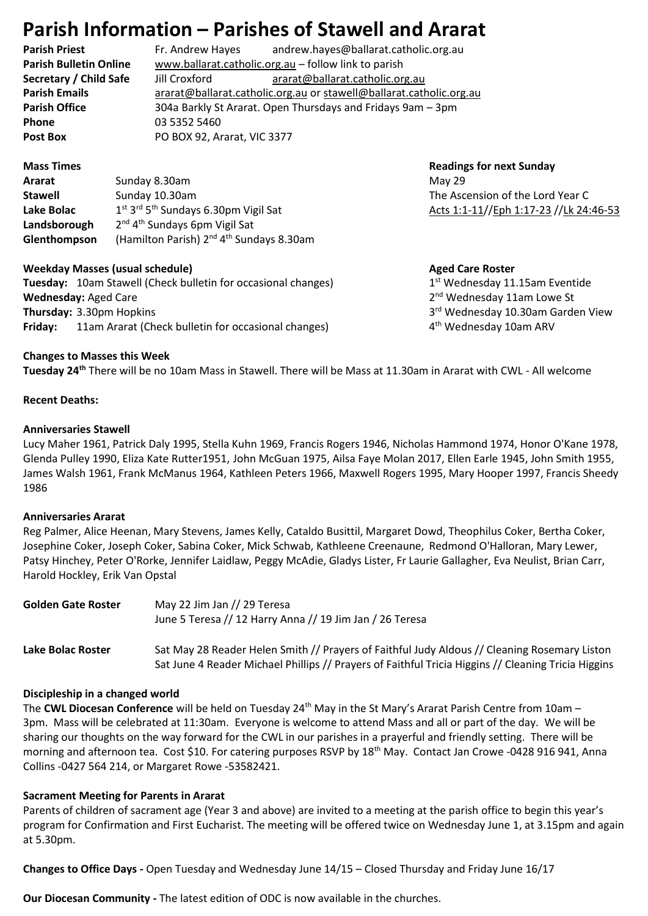# Parish Information – Parishes of Stawell and Ararat

| | | |
|---|---|---|
| **Parish Priest** | Fr. Andrew Hayes | andrew.hayes@ballarat.catholic.org.au |
| **Parish Bulletin Online** | www.ballarat.catholic.org.au – follow link to parish | |
| **Secretary / Child Safe** | Jill Croxford | ararat@ballarat.catholic.org.au |
| **Parish Emails** | ararat@ballarat.catholic.org.au or stawell@ballarat.catholic.org.au | |
| **Parish Office** | 304a Barkly St Ararat. Open Thursdays and Fridays 9am – 3pm | |
| **Phone** | 03 5352 5460 | |
| **Post Box** | PO BOX 92, Ararat, VIC 3377 | |

**Mass Times**

| | |
|---|---|
| **Ararat** | Sunday 8.30am |
| **Stawell** | Sunday 10.30am |
| **Lake Bolac** | 1st 3rd 5th Sundays 6.30pm Vigil Sat |
| **Landsborough** | 2nd 4th Sundays 6pm Vigil Sat |
| **Glenthompson** | (Hamilton Parish) 2nd 4th Sundays 8.30am |

**Readings for next Sunday**
May 29
The Ascension of the Lord Year C
Acts 1:1-11//Eph 1:17-23 //Lk 24:46-53

**Weekday Masses (usual schedule)**
**Tuesday:** 10am Stawell (Check bulletin for occasional changes)
**Wednesday:** Aged Care
**Thursday:** 3.30pm Hopkins
**Friday:** 11am Ararat (Check bulletin for occasional changes)

**Aged Care Roster**
1st Wednesday 11.15am Eventide
2nd Wednesday 11am Lowe St
3rd Wednesday 10.30am Garden View
4th Wednesday 10am ARV

**Changes to Masses this Week**
**Tuesday 24th** There will be no 10am Mass in Stawell. There will be Mass at 11.30am in Ararat with CWL - All welcome

**Recent Deaths:**

**Anniversaries Stawell**
Lucy Maher 1961, Patrick Daly 1995, Stella Kuhn 1969, Francis Rogers 1946, Nicholas Hammond 1974, Honor O'Kane 1978, Glenda Pulley 1990, Eliza Kate Rutter1951, John McGuan 1975, Ailsa Faye Molan 2017, Ellen Earle 1945, John Smith 1955, James Walsh 1961, Frank McManus 1964, Kathleen Peters 1966, Maxwell Rogers 1995, Mary Hooper 1997, Francis Sheedy 1986

**Anniversaries Ararat**
Reg Palmer, Alice Heenan, Mary Stevens, James Kelly, Cataldo Busittil, Margaret Dowd, Theophilus Coker, Bertha Coker, Josephine Coker, Joseph Coker, Sabina Coker, Mick Schwab, Kathleene Creenaune, Redmond O'Halloran, Mary Lewer, Patsy Hinchey, Peter O'Rorke, Jennifer Laidlaw, Peggy McAdie, Gladys Lister, Fr Laurie Gallagher, Eva Neulist, Brian Carr, Harold Hockley, Erik Van Opstal

| | |
|---|---|
| **Golden Gate Roster** | May 22 Jim Jan // 29 Teresa<br>June 5 Teresa // 12 Harry Anna // 19 Jim Jan / 26 Teresa |
| **Lake Bolac Roster** | Sat May 28 Reader Helen Smith // Prayers of Faithful Judy Aldous // Cleaning Rosemary Liston<br>Sat June 4 Reader Michael Phillips // Prayers of Faithful Tricia Higgins // Cleaning Tricia Higgins |

**Discipleship in a changed world**
The **CWL Diocesan Conference** will be held on Tuesday 24th May in the St Mary's Ararat Parish Centre from 10am – 3pm. Mass will be celebrated at 11:30am. Everyone is welcome to attend Mass and all or part of the day. We will be sharing our thoughts on the way forward for the CWL in our parishes in a prayerful and friendly setting. There will be morning and afternoon tea. Cost $10. For catering purposes RSVP by 18th May. Contact Jan Crowe -0428 916 941, Anna Collins -0427 564 214, or Margaret Rowe -53582421.

**Sacrament Meeting for Parents in Ararat**
Parents of children of sacrament age (Year 3 and above) are invited to a meeting at the parish office to begin this year's program for Confirmation and First Eucharist. The meeting will be offered twice on Wednesday June 1, at 3.15pm and again at 5.30pm.

**Changes to Office Days -** Open Tuesday and Wednesday June 14/15 – Closed Thursday and Friday June 16/17

**Our Diocesan Community -** The latest edition of ODC is now available in the churches.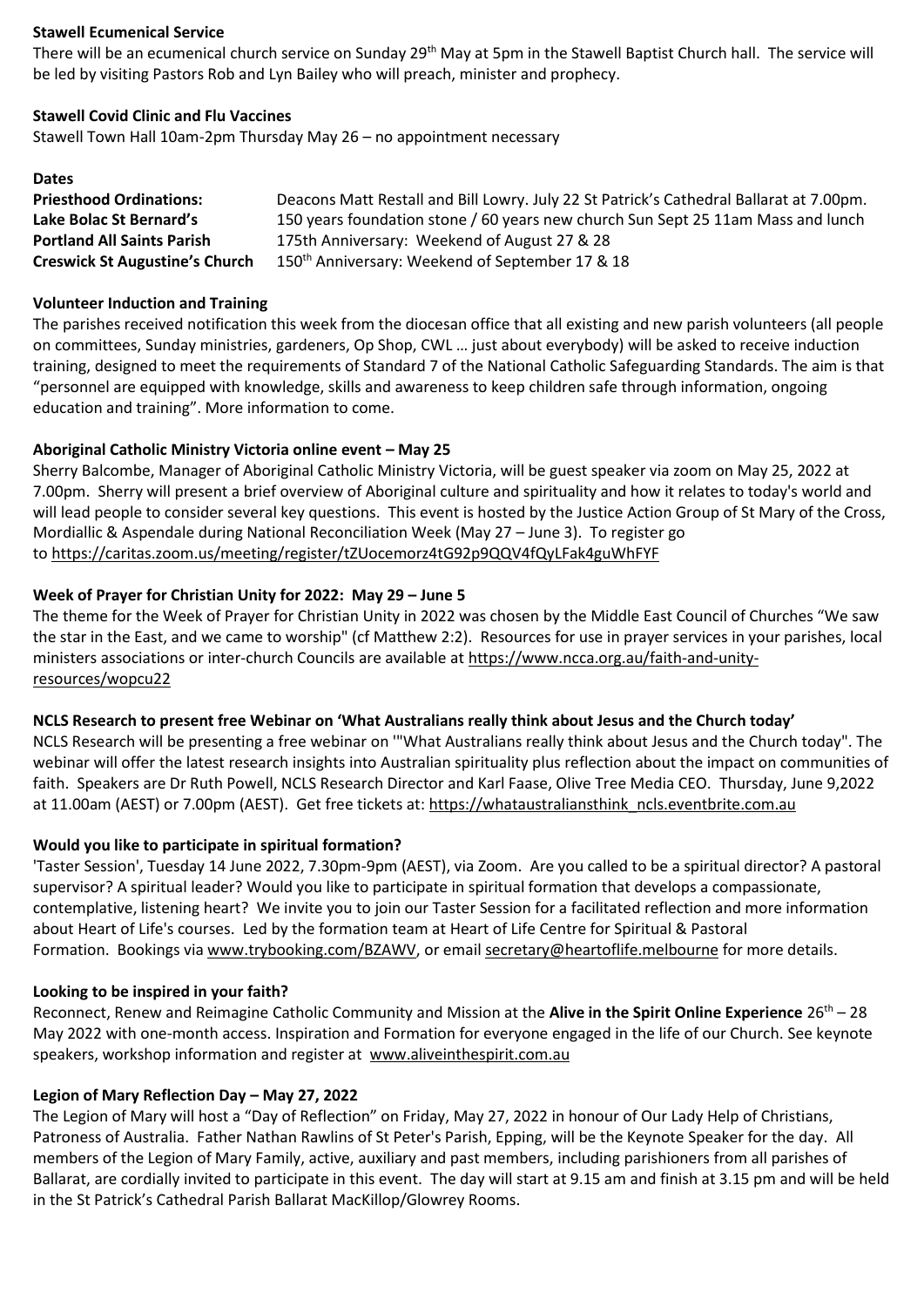**Stawell Ecumenical Service**

There will be an ecumenical church service on Sunday 29th May at 5pm in the Stawell Baptist Church hall. The service will be led by visiting Pastors Rob and Lyn Bailey who will preach, minister and prophecy.

**Stawell Covid Clinic and Flu Vaccines**

Stawell Town Hall 10am-2pm Thursday May 26 – no appointment necessary

**Dates**

| | |
|---|---|
| **Priesthood Ordinations:** | Deacons Matt Restall and Bill Lowry. July 22 St Patrick's Cathedral Ballarat at 7.00pm. |
| **Lake Bolac St Bernard's** | 150 years foundation stone / 60 years new church Sun Sept 25 11am Mass and lunch |
| **Portland All Saints Parish** | 175th Anniversary: Weekend of August 27 & 28 |
| **Creswick St Augustine's Church** | 150th Anniversary: Weekend of September 17 & 18 |

**Volunteer Induction and Training**

The parishes received notification this week from the diocesan office that all existing and new parish volunteers (all people on committees, Sunday ministries, gardeners, Op Shop, CWL … just about everybody) will be asked to receive induction training, designed to meet the requirements of Standard 7 of the National Catholic Safeguarding Standards. The aim is that "personnel are equipped with knowledge, skills and awareness to keep children safe through information, ongoing education and training". More information to come.

**Aboriginal Catholic Ministry Victoria online event – May 25**

Sherry Balcombe, Manager of Aboriginal Catholic Ministry Victoria, will be guest speaker via zoom on May 25, 2022 at 7.00pm. Sherry will present a brief overview of Aboriginal culture and spirituality and how it relates to today's world and will lead people to consider several key questions. This event is hosted by the Justice Action Group of St Mary of the Cross, Mordiallic & Aspendale during National Reconciliation Week (May 27 – June 3). To register go to https://caritas.zoom.us/meeting/register/tZUocemorz4tG92p9QQV4fQyLFak4guWhFYF

**Week of Prayer for Christian Unity for 2022: May 29 – June 5**

The theme for the Week of Prayer for Christian Unity in 2022 was chosen by the Middle East Council of Churches "We saw the star in the East, and we came to worship" (cf Matthew 2:2). Resources for use in prayer services in your parishes, local ministers associations or inter-church Councils are available at https://www.ncca.org.au/faith-and-unity-resources/wopcu22

**NCLS Research to present free Webinar on 'What Australians really think about Jesus and the Church today'**

NCLS Research will be presenting a free webinar on '"What Australians really think about Jesus and the Church today". The webinar will offer the latest research insights into Australian spirituality plus reflection about the impact on communities of faith. Speakers are Dr Ruth Powell, NCLS Research Director and Karl Faase, Olive Tree Media CEO. Thursday, June 9,2022 at 11.00am (AEST) or 7.00pm (AEST). Get free tickets at: https://whataustraliansthink_ncls.eventbrite.com.au

**Would you like to participate in spiritual formation?**

'Taster Session', Tuesday 14 June 2022, 7.30pm-9pm (AEST), via Zoom. Are you called to be a spiritual director? A pastoral supervisor? A spiritual leader? Would you like to participate in spiritual formation that develops a compassionate, contemplative, listening heart? We invite you to join our Taster Session for a facilitated reflection and more information about Heart of Life's courses. Led by the formation team at Heart of Life Centre for Spiritual & Pastoral Formation. Bookings via www.trybooking.com/BZAWV, or email secretary@heartoflife.melbourne for more details.

**Looking to be inspired in your faith?**

Reconnect, Renew and Reimagine Catholic Community and Mission at the **Alive in the Spirit Online Experience** 26th – 28 May 2022 with one-month access. Inspiration and Formation for everyone engaged in the life of our Church. See keynote speakers, workshop information and register at www.aliveinthespirit.com.au

**Legion of Mary Reflection Day – May 27, 2022**

The Legion of Mary will host a "Day of Reflection" on Friday, May 27, 2022 in honour of Our Lady Help of Christians, Patroness of Australia. Father Nathan Rawlins of St Peter's Parish, Epping, will be the Keynote Speaker for the day. All members of the Legion of Mary Family, active, auxiliary and past members, including parishioners from all parishes of Ballarat, are cordially invited to participate in this event. The day will start at 9.15 am and finish at 3.15 pm and will be held in the St Patrick's Cathedral Parish Ballarat MacKillop/Glowrey Rooms.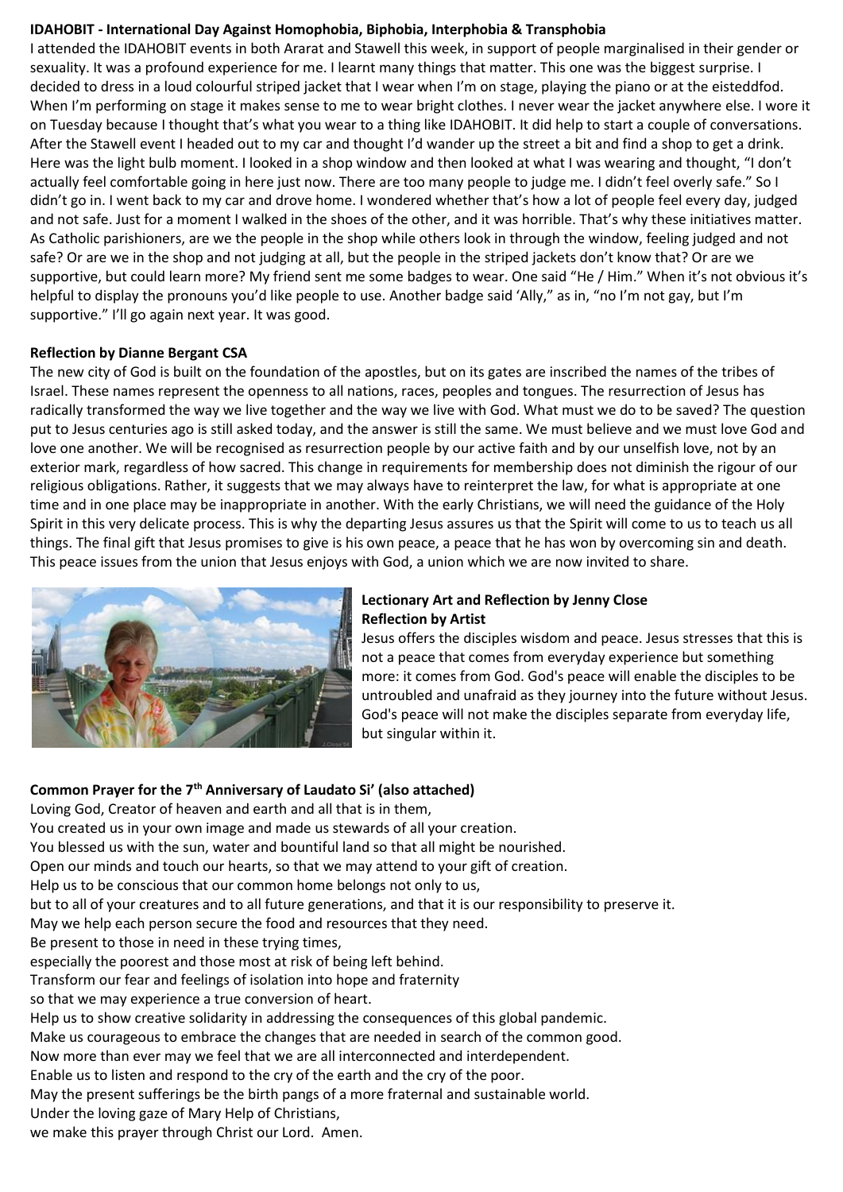**IDAHOBIT - International Day Against Homophobia, Biphobia, Interphobia & Transphobia**

I attended the IDAHOBIT events in both Ararat and Stawell this week, in support of people marginalised in their gender or sexuality. It was a profound experience for me. I learnt many things that matter. This one was the biggest surprise. I decided to dress in a loud colourful striped jacket that I wear when I'm on stage, playing the piano or at the eisteddfod. When I'm performing on stage it makes sense to me to wear bright clothes. I never wear the jacket anywhere else. I wore it on Tuesday because I thought that's what you wear to a thing like IDAHOBIT. It did help to start a couple of conversations. After the Stawell event I headed out to my car and thought I'd wander up the street a bit and find a shop to get a drink. Here was the light bulb moment. I looked in a shop window and then looked at what I was wearing and thought, "I don't actually feel comfortable going in here just now. There are too many people to judge me. I didn't feel overly safe." So I didn't go in. I went back to my car and drove home. I wondered whether that's how a lot of people feel every day, judged and not safe. Just for a moment I walked in the shoes of the other, and it was horrible. That's why these initiatives matter. As Catholic parishioners, are we the people in the shop while others look in through the window, feeling judged and not safe? Or are we in the shop and not judging at all, but the people in the striped jackets don't know that? Or are we supportive, but could learn more? My friend sent me some badges to wear. One said "He / Him." When it's not obvious it's helpful to display the pronouns you'd like people to use. Another badge said 'Ally," as in, "no I'm not gay, but I'm supportive." I'll go again next year. It was good.

**Reflection by Dianne Bergant CSA**

The new city of God is built on the foundation of the apostles, but on its gates are inscribed the names of the tribes of Israel. These names represent the openness to all nations, races, peoples and tongues. The resurrection of Jesus has radically transformed the way we live together and the way we live with God. What must we do to be saved? The question put to Jesus centuries ago is still asked today, and the answer is still the same. We must believe and we must love God and love one another. We will be recognised as resurrection people by our active faith and by our unselfish love, not by an exterior mark, regardless of how sacred. This change in requirements for membership does not diminish the rigour of our religious obligations. Rather, it suggests that we may always have to reinterpret the law, for what is appropriate at one time and in one place may be inappropriate in another. With the early Christians, we will need the guidance of the Holy Spirit in this very delicate process. This is why the departing Jesus assures us that the Spirit will come to us to teach us all things. The final gift that Jesus promises to give is his own peace, a peace that he has won by overcoming sin and death. This peace issues from the union that Jesus enjoys with God, a union which we are now invited to share.

**Lectionary Art and Reflection by Jenny Close**
**Reflection by Artist**

Jesus offers the disciples wisdom and peace. Jesus stresses that this is not a peace that comes from everyday experience but something more: it comes from God. God's peace will enable the disciples to be untroubled and unafraid as they journey into the future without Jesus. God's peace will not make the disciples separate from everyday life, but singular within it.

**Common Prayer for the 7th Anniversary of Laudato Si' (also attached)**

Loving God, Creator of heaven and earth and all that is in them,
You created us in your own image and made us stewards of all your creation.
You blessed us with the sun, water and bountiful land so that all might be nourished.
Open our minds and touch our hearts, so that we may attend to your gift of creation.
Help us to be conscious that our common home belongs not only to us,
but to all of your creatures and to all future generations, and that it is our responsibility to preserve it.
May we help each person secure the food and resources that they need.
Be present to those in need in these trying times,
especially the poorest and those most at risk of being left behind.
Transform our fear and feelings of isolation into hope and fraternity
so that we may experience a true conversion of heart.
Help us to show creative solidarity in addressing the consequences of this global pandemic.
Make us courageous to embrace the changes that are needed in search of the common good.
Now more than ever may we feel that we are all interconnected and interdependent.
Enable us to listen and respond to the cry of the earth and the cry of the poor.
May the present sufferings be the birth pangs of a more fraternal and sustainable world.
Under the loving gaze of Mary Help of Christians,
we make this prayer through Christ our Lord. Amen.